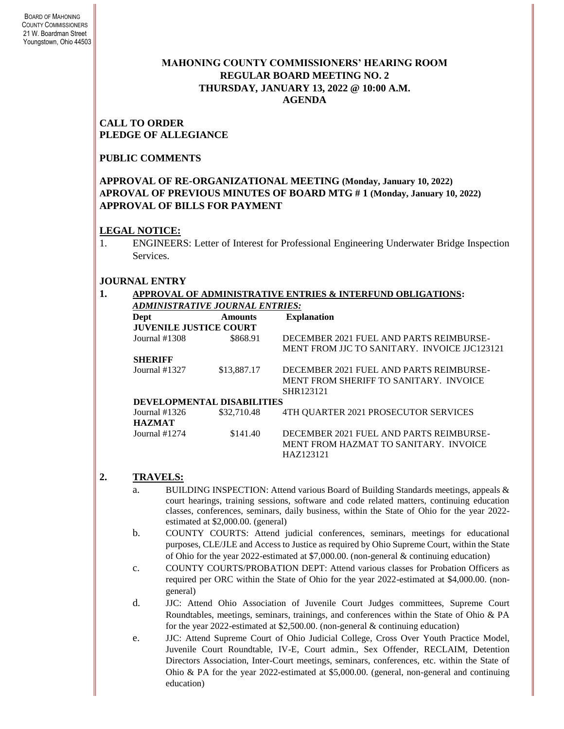BOARD OF MAHONING COUNTY COMMISSIONERS
21 W. Boardman Street
Youngstown, Ohio 44503

# MAHONING COUNTY COMMISSIONERS' HEARING ROOM
## REGULAR BOARD MEETING NO. 2
## THURSDAY, JANUARY 13, 2022 @ 10:00 A.M.
## AGENDA

**CALL TO ORDER**
**PLEDGE OF ALLEGIANCE**

**PUBLIC COMMENTS**

**APPROVAL OF RE-ORGANIZATIONAL MEETING (Monday, January 10, 2022)**
**APROVAL OF PREVIOUS MINUTES OF BOARD MTG # 1 (Monday, January 10, 2022)**
**APPROVAL OF BILLS FOR PAYMENT**

**LEGAL NOTICE:**

1. ENGINEERS: Letter of Interest for Professional Engineering Underwater Bridge Inspection Services.

**JOURNAL ENTRY**

**1. APPROVAL OF ADMINISTRATIVE ENTRIES & INTERFUND OBLIGATIONS:**

***ADMINISTRATIVE JOURNAL ENTRIES:***

| Dept | Amounts | Explanation |
|---|---|---|
| **JUVENILE JUSTICE COURT** | | |
| Journal #1308 | $868.91 | DECEMBER 2021 FUEL AND PARTS REIMBURSEMENT FROM JJC TO SANITARY. INVOICE JJC123121 |
| **SHERIFF** | | |
| Journal #1327 | $13,887.17 | DECEMBER 2021 FUEL AND PARTS REIMBURSEMENT FROM SHERIFF TO SANITARY. INVOICE SHR123121 |
| **DEVELOPMENTAL DISABILITIES** | | |
| Journal #1326 | $32,710.48 | 4TH QUARTER 2021 PROSECUTOR SERVICES |
| **HAZMAT** | | |
| Journal #1274 | $141.40 | DECEMBER 2021 FUEL AND PARTS REIMBURSEMENT FROM HAZMAT TO SANITARY. INVOICE HAZ123121 |

**2. TRAVELS:**

a. BUILDING INSPECTION: Attend various Board of Building Standards meetings, appeals & court hearings, training sessions, software and code related matters, continuing education classes, conferences, seminars, daily business, within the State of Ohio for the year 2022-estimated at $2,000.00. (general)

b. COUNTY COURTS: Attend judicial conferences, seminars, meetings for educational purposes, CLE/JLE and Access to Justice as required by Ohio Supreme Court, within the State of Ohio for the year 2022-estimated at $7,000.00. (non-general & continuing education)

c. COUNTY COURTS/PROBATION DEPT: Attend various classes for Probation Officers as required per ORC within the State of Ohio for the year 2022-estimated at $4,000.00. (non-general)

d. JJC: Attend Ohio Association of Juvenile Court Judges committees, Supreme Court Roundtables, meetings, seminars, trainings, and conferences within the State of Ohio & PA for the year 2022-estimated at $2,500.00. (non-general & continuing education)

e. JJC: Attend Supreme Court of Ohio Judicial College, Cross Over Youth Practice Model, Juvenile Court Roundtable, IV-E, Court admin., Sex Offender, RECLAIM, Detention Directors Association, Inter-Court meetings, seminars, conferences, etc. within the State of Ohio & PA for the year 2022-estimated at $5,000.00. (general, non-general and continuing education)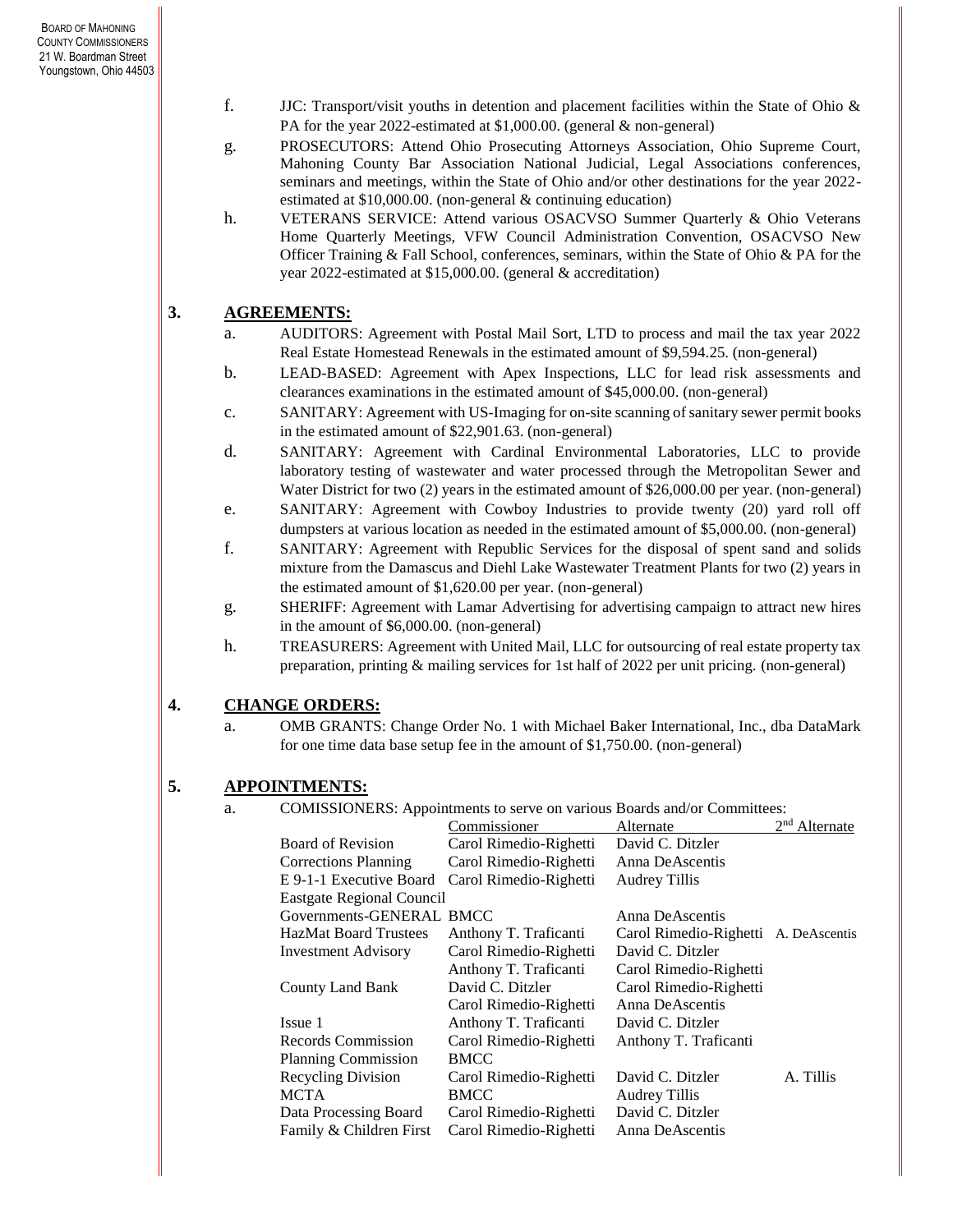f. JJC: Transport/visit youths in detention and placement facilities within the State of Ohio & PA for the year 2022-estimated at $1,000.00. (general & non-general)

g. PROSECUTORS: Attend Ohio Prosecuting Attorneys Association, Ohio Supreme Court, Mahoning County Bar Association National Judicial, Legal Associations conferences, seminars and meetings, within the State of Ohio and/or other destinations for the year 2022-estimated at $10,000.00. (non-general & continuing education)

h. VETERANS SERVICE: Attend various OSACVSO Summer Quarterly & Ohio Veterans Home Quarterly Meetings, VFW Council Administration Convention, OSACVSO New Officer Training & Fall School, conferences, seminars, within the State of Ohio & PA for the year 2022-estimated at $15,000.00. (general & accreditation)

## 3. AGREEMENTS:

a. AUDITORS: Agreement with Postal Mail Sort, LTD to process and mail the tax year 2022 Real Estate Homestead Renewals in the estimated amount of $9,594.25. (non-general)

b. LEAD-BASED: Agreement with Apex Inspections, LLC for lead risk assessments and clearances examinations in the estimated amount of $45,000.00. (non-general)

c. SANITARY: Agreement with US-Imaging for on-site scanning of sanitary sewer permit books in the estimated amount of $22,901.63. (non-general)

d. SANITARY: Agreement with Cardinal Environmental Laboratories, LLC to provide laboratory testing of wastewater and water processed through the Metropolitan Sewer and Water District for two (2) years in the estimated amount of $26,000.00 per year. (non-general)

e. SANITARY: Agreement with Cowboy Industries to provide twenty (20) yard roll off dumpsters at various location as needed in the estimated amount of $5,000.00. (non-general)

f. SANITARY: Agreement with Republic Services for the disposal of spent sand and solids mixture from the Damascus and Diehl Lake Wastewater Treatment Plants for two (2) years in the estimated amount of $1,620.00 per year. (non-general)

g. SHERIFF: Agreement with Lamar Advertising for advertising campaign to attract new hires in the amount of $6,000.00. (non-general)

h. TREASURERS: Agreement with United Mail, LLC for outsourcing of real estate property tax preparation, printing & mailing services for 1st half of 2022 per unit pricing. (non-general)

## 4. CHANGE ORDERS:

a. OMB GRANTS: Change Order No. 1 with Michael Baker International, Inc., dba DataMark for one time data base setup fee in the amount of $1,750.00. (non-general)

## 5. APPOINTMENTS:

a. COMISSIONERS: Appointments to serve on various Boards and/or Committees:

| | Commissioner | Alternate | 2nd Alternate |
|---|---|---|---|
| Board of Revision | Carol Rimedio-Righetti | David C. Ditzler | |
| Corrections Planning | Carol Rimedio-Righetti | Anna DeAscentis | |
| E 9-1-1 Executive Board | Carol Rimedio-Righetti | Audrey Tillis | |
| Eastgate Regional Council | | | |
| Governments-GENERAL | BMCC | Anna DeAscentis | |
| HazMat Board Trustees | Anthony T. Traficanti | Carol Rimedio-Righetti | A. DeAscentis |
| Investment Advisory | Carol Rimedio-Righetti | David C. Ditzler | |
| | Anthony T. Traficanti | Carol Rimedio-Righetti | |
| County Land Bank | David C. Ditzler | Carol Rimedio-Righetti | |
| | Carol Rimedio-Righetti | Anna DeAscentis | |
| Issue 1 | Anthony T. Traficanti | David C. Ditzler | |
| Records Commission | Carol Rimedio-Righetti | Anthony T. Traficanti | |
| Planning Commission | BMCC | | |
| Recycling Division | Carol Rimedio-Righetti | David C. Ditzler | A. Tillis |
| MCTA | BMCC | Audrey Tillis | |
| Data Processing Board | Carol Rimedio-Righetti | David C. Ditzler | |
| Family & Children First | Carol Rimedio-Righetti | Anna DeAscentis | |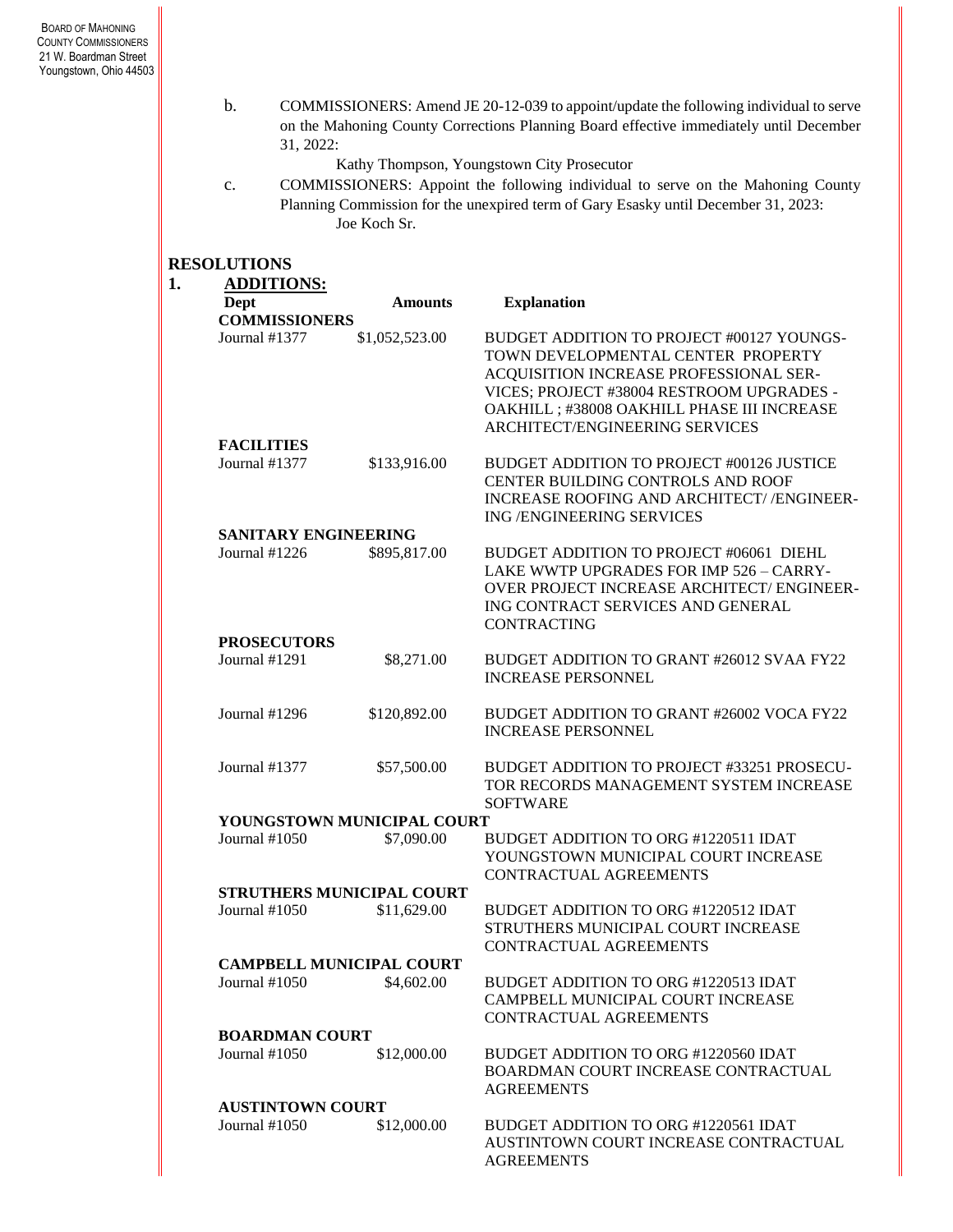b. COMMISSIONERS: Amend JE 20-12-039 to appoint/update the following individual to serve on the Mahoning County Corrections Planning Board effective immediately until December 31, 2022:

Kathy Thompson, Youngstown City Prosecutor

c. COMMISSIONERS: Appoint the following individual to serve on the Mahoning County Planning Commission for the unexpired term of Gary Esasky until December 31, 2023:

Joe Koch Sr.

## RESOLUTIONS

1. **ADDITIONS:**

| Dept | Amounts | Explanation |
|---|---|---|
| **COMMISSIONERS** | | |
| Journal #1377 | $1,052,523.00 | BUDGET ADDITION TO PROJECT #00127 YOUNGSTOWN DEVELOPMENTAL CENTER PROPERTY ACQUISITION INCREASE PROFESSIONAL SERVICES; PROJECT #38004 RESTROOM UPGRADES - OAKHILL ; #38008 OAKHILL PHASE III INCREASE ARCHITECT/ENGINEERING SERVICES |
| **FACILITIES** | | |
| Journal #1377 | $133,916.00 | BUDGET ADDITION TO PROJECT #00126 JUSTICE CENTER BUILDING CONTROLS AND ROOF INCREASE ROOFING AND ARCHITECT/ /ENGINEERING /ENGINEERING SERVICES |
| **SANITARY ENGINEERING** | | |
| Journal #1226 | $895,817.00 | BUDGET ADDITION TO PROJECT #06061 DIEHL LAKE WWTP UPGRADES FOR IMP 526 – CARRY-OVER PROJECT INCREASE ARCHITECT/ ENGINEERING CONTRACT SERVICES AND GENERAL CONTRACTING |
| **PROSECUTORS** | | |
| Journal #1291 | $8,271.00 | BUDGET ADDITION TO GRANT #26012 SVAA FY22 INCREASE PERSONNEL |
| Journal #1296 | $120,892.00 | BUDGET ADDITION TO GRANT #26002 VOCA FY22 INCREASE PERSONNEL |
| Journal #1377 | $57,500.00 | BUDGET ADDITION TO PROJECT #33251 PROSECUTOR RECORDS MANAGEMENT SYSTEM INCREASE SOFTWARE |
| **YOUNGSTOWN MUNICIPAL COURT** | | |
| Journal #1050 | $7,090.00 | BUDGET ADDITION TO ORG #1220511 IDAT YOUNGSTOWN MUNICIPAL COURT INCREASE CONTRACTUAL AGREEMENTS |
| **STRUTHERS MUNICIPAL COURT** | | |
| Journal #1050 | $11,629.00 | BUDGET ADDITION TO ORG #1220512 IDAT STRUTHERS MUNICIPAL COURT INCREASE CONTRACTUAL AGREEMENTS |
| **CAMPBELL MUNICIPAL COURT** | | |
| Journal #1050 | $4,602.00 | BUDGET ADDITION TO ORG #1220513 IDAT CAMPBELL MUNICIPAL COURT INCREASE CONTRACTUAL AGREEMENTS |
| **BOARDMAN COURT** | | |
| Journal #1050 | $12,000.00 | BUDGET ADDITION TO ORG #1220560 IDAT BOARDMAN COURT INCREASE CONTRACTUAL AGREEMENTS |
| **AUSTINTOWN COURT** | | |
| Journal #1050 | $12,000.00 | BUDGET ADDITION TO ORG #1220561 IDAT AUSTINTOWN COURT INCREASE CONTRACTUAL AGREEMENTS |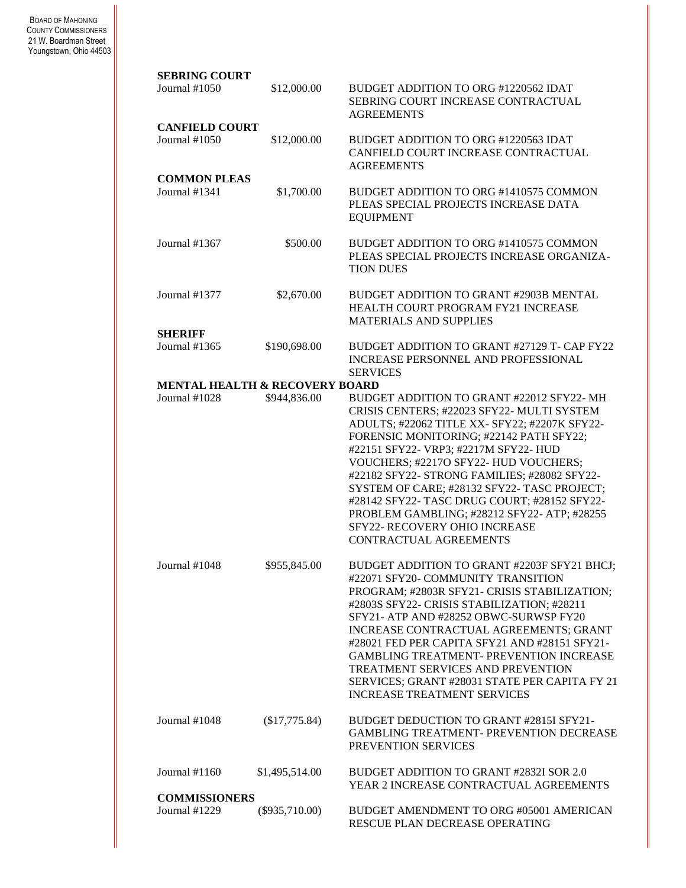**SEBRING COURT**

| | | |
|---|---|---|
| Journal #1050 | $12,000.00 | BUDGET ADDITION TO ORG #1220562 IDAT SEBRING COURT INCREASE CONTRACTUAL AGREEMENTS |

**CANFIELD COURT**

| | | |
|---|---|---|
| Journal #1050 | $12,000.00 | BUDGET ADDITION TO ORG #1220563 IDAT CANFIELD COURT INCREASE CONTRACTUAL AGREEMENTS |

**COMMON PLEAS**

| | | |
|---|---|---|
| Journal #1341 | $1,700.00 | BUDGET ADDITION TO ORG #1410575 COMMON PLEAS SPECIAL PROJECTS INCREASE DATA EQUIPMENT |
| Journal #1367 | $500.00 | BUDGET ADDITION TO ORG #1410575 COMMON PLEAS SPECIAL PROJECTS INCREASE ORGANIZATION DUES |
| Journal #1377 | $2,670.00 | BUDGET ADDITION TO GRANT #2903B MENTAL HEALTH COURT PROGRAM FY21 INCREASE MATERIALS AND SUPPLIES |

**SHERIFF**

| | | |
|---|---|---|
| Journal #1365 | $190,698.00 | BUDGET ADDITION TO GRANT #27129 T- CAP FY22 INCREASE PERSONNEL AND PROFESSIONAL SERVICES |

**MENTAL HEALTH & RECOVERY BOARD**

| | | |
|---|---|---|
| Journal #1028 | $944,836.00 | BUDGET ADDITION TO GRANT #22012 SFY22- MH CRISIS CENTERS; #22023 SFY22- MULTI SYSTEM ADULTS; #22062 TITLE XX- SFY22; #2207K SFY22- FORENSIC MONITORING; #22142 PATH SFY22; #22151 SFY22- VRP3; #2217M SFY22- HUD VOUCHERS; #2217O SFY22- HUD VOUCHERS; #22182 SFY22- STRONG FAMILIES; #28082 SFY22- SYSTEM OF CARE; #28132 SFY22- TASC PROJECT; #28142 SFY22- TASC DRUG COURT; #28152 SFY22- PROBLEM GAMBLING; #28212 SFY22- ATP; #28255 SFY22- RECOVERY OHIO INCREASE CONTRACTUAL AGREEMENTS |
| Journal #1048 | $955,845.00 | BUDGET ADDITION TO GRANT #2203F SFY21 BHCJ; #22071 SFY20- COMMUNITY TRANSITION PROGRAM; #2803R SFY21- CRISIS STABILIZATION; #2803S SFY22- CRISIS STABILIZATION; #28211 SFY21- ATP AND #28252 OBWC-SURWSP FY20 INCREASE CONTRACTUAL AGREEMENTS; GRANT #28021 FED PER CAPITA SFY21 AND #28151 SFY21- GAMBLING TREATMENT- PREVENTION INCREASE TREATMENT SERVICES AND PREVENTION SERVICES; GRANT #28031 STATE PER CAPITA FY 21 INCREASE TREATMENT SERVICES |
| Journal #1048 | ($17,775.84) | BUDGET DEDUCTION TO GRANT #2815I SFY21- GAMBLING TREATMENT- PREVENTION DECREASE PREVENTION SERVICES |
| Journal #1160 | $1,495,514.00 | BUDGET ADDITION TO GRANT #2832I SOR 2.0 YEAR 2 INCREASE CONTRACTUAL AGREEMENTS |

**COMMISSIONERS**

| | | |
|---|---|---|
| Journal #1229 | ($935,710.00) | BUDGET AMENDMENT TO ORG #05001 AMERICAN RESCUE PLAN DECREASE OPERATING |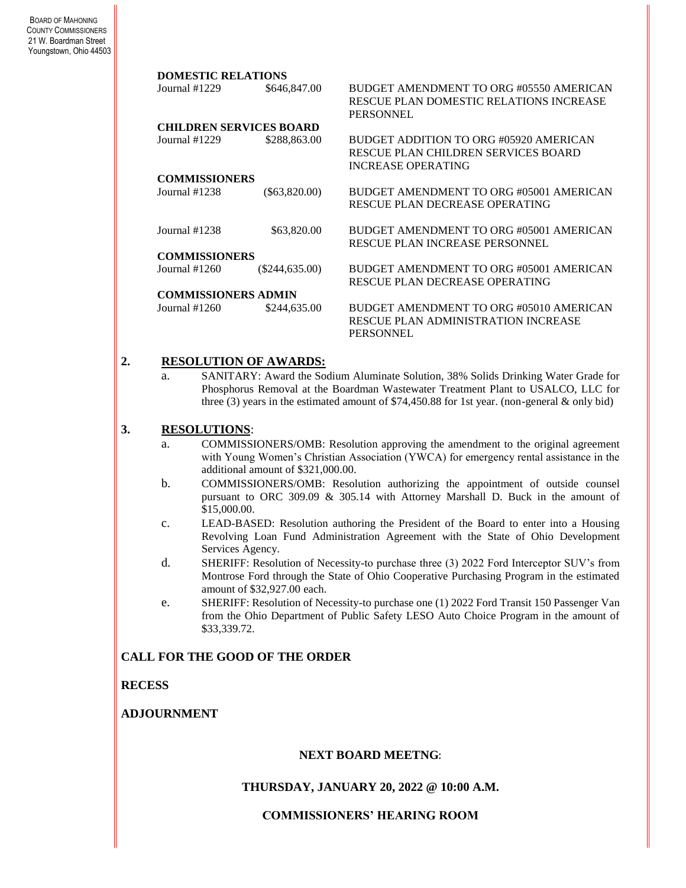**DOMESTIC RELATIONS**

| | | |
|---|---|---|
| Journal #1229 | $646,847.00 | BUDGET AMENDMENT TO ORG #05550 AMERICAN RESCUE PLAN DOMESTIC RELATIONS INCREASE PERSONNEL |

**CHILDREN SERVICES BOARD**

| | | |
|---|---|---|
| Journal #1229 | $288,863.00 | BUDGET ADDITION TO ORG #05920 AMERICAN RESCUE PLAN CHILDREN SERVICES BOARD INCREASE OPERATING |

**COMMISSIONERS**

| | | |
|---|---|---|
| Journal #1238 | ($63,820.00) | BUDGET AMENDMENT TO ORG #05001 AMERICAN RESCUE PLAN DECREASE OPERATING |
| Journal #1238 | $63,820.00 | BUDGET AMENDMENT TO ORG #05001 AMERICAN RESCUE PLAN INCREASE PERSONNEL |

**COMMISSIONERS**

| | | |
|---|---|---|
| Journal #1260 | ($244,635.00) | BUDGET AMENDMENT TO ORG #05001 AMERICAN RESCUE PLAN DECREASE OPERATING |

**COMMISSIONERS ADMIN**

| | | |
|---|---|---|
| Journal #1260 | $244,635.00 | BUDGET AMENDMENT TO ORG #05010 AMERICAN RESCUE PLAN ADMINISTRATION INCREASE PERSONNEL |

**2. RESOLUTION OF AWARDS:**

a. SANITARY: Award the Sodium Aluminate Solution, 38% Solids Drinking Water Grade for Phosphorus Removal at the Boardman Wastewater Treatment Plant to USALCO, LLC for three (3) years in the estimated amount of $74,450.88 for 1st year. (non-general & only bid)

**3. RESOLUTIONS:**

a. COMMISSIONERS/OMB: Resolution approving the amendment to the original agreement with Young Women's Christian Association (YWCA) for emergency rental assistance in the additional amount of $321,000.00.

b. COMMISSIONERS/OMB: Resolution authorizing the appointment of outside counsel pursuant to ORC 309.09 & 305.14 with Attorney Marshall D. Buck in the amount of $15,000.00.

c. LEAD-BASED: Resolution authoring the President of the Board to enter into a Housing Revolving Loan Fund Administration Agreement with the State of Ohio Development Services Agency.

d. SHERIFF: Resolution of Necessity-to purchase three (3) 2022 Ford Interceptor SUV's from Montrose Ford through the State of Ohio Cooperative Purchasing Program in the estimated amount of $32,927.00 each.

e. SHERIFF: Resolution of Necessity-to purchase one (1) 2022 Ford Transit 150 Passenger Van from the Ohio Department of Public Safety LESO Auto Choice Program in the amount of $33,339.72.

**CALL FOR THE GOOD OF THE ORDER**

**RECESS**

**ADJOURNMENT**

**NEXT BOARD MEETNG:**

**THURSDAY, JANUARY 20, 2022 @ 10:00 A.M.**

**COMMISSIONERS' HEARING ROOM**